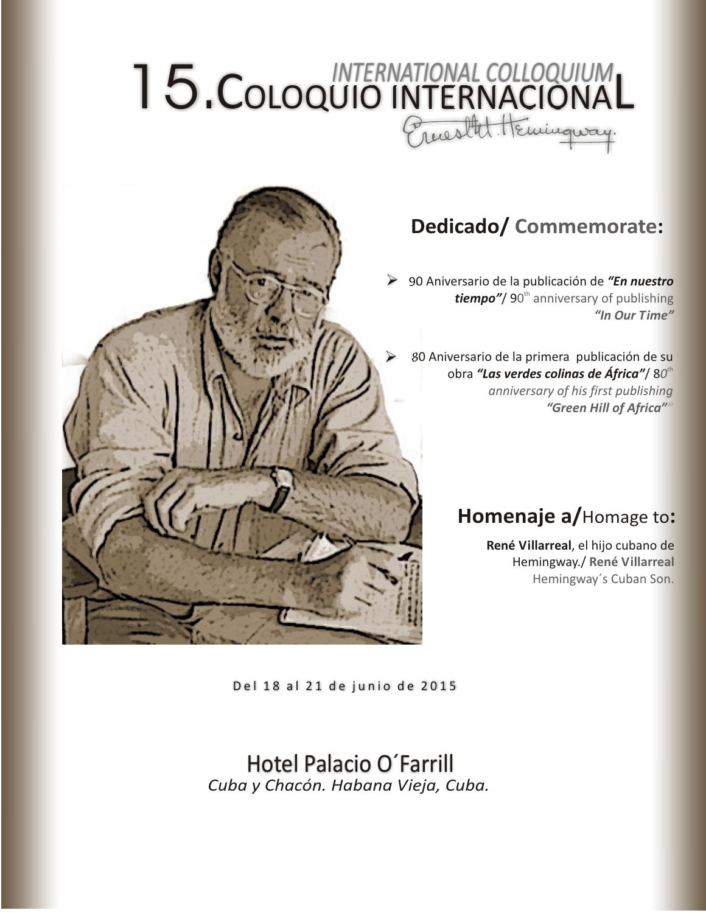# 15. Coloquio Internacional
## International Colloquium

Ernest Hemingway

### Dedicado/ Commemorate:

- 90 Aniversario de la publicación de ***"En nuestro tiempo"***/ 90th anniversary of publishing ***"In Our Time"***
- 80 Aniversario de la primera publicación de su obra ***"Las verdes colinas de África"***/ 80th *anniversary of his first publishing* ***"Green Hill of Africa"***

### Homenaje a/Homage to:

**René Villarreal**, el hijo cubano de Hemingway./ **René Villarreal** Hemingway´s Cuban Son.

Del 18 al 21 de junio de 2015

Hotel Palacio O´Farrill

*Cuba y Chacón. Habana Vieja, Cuba.*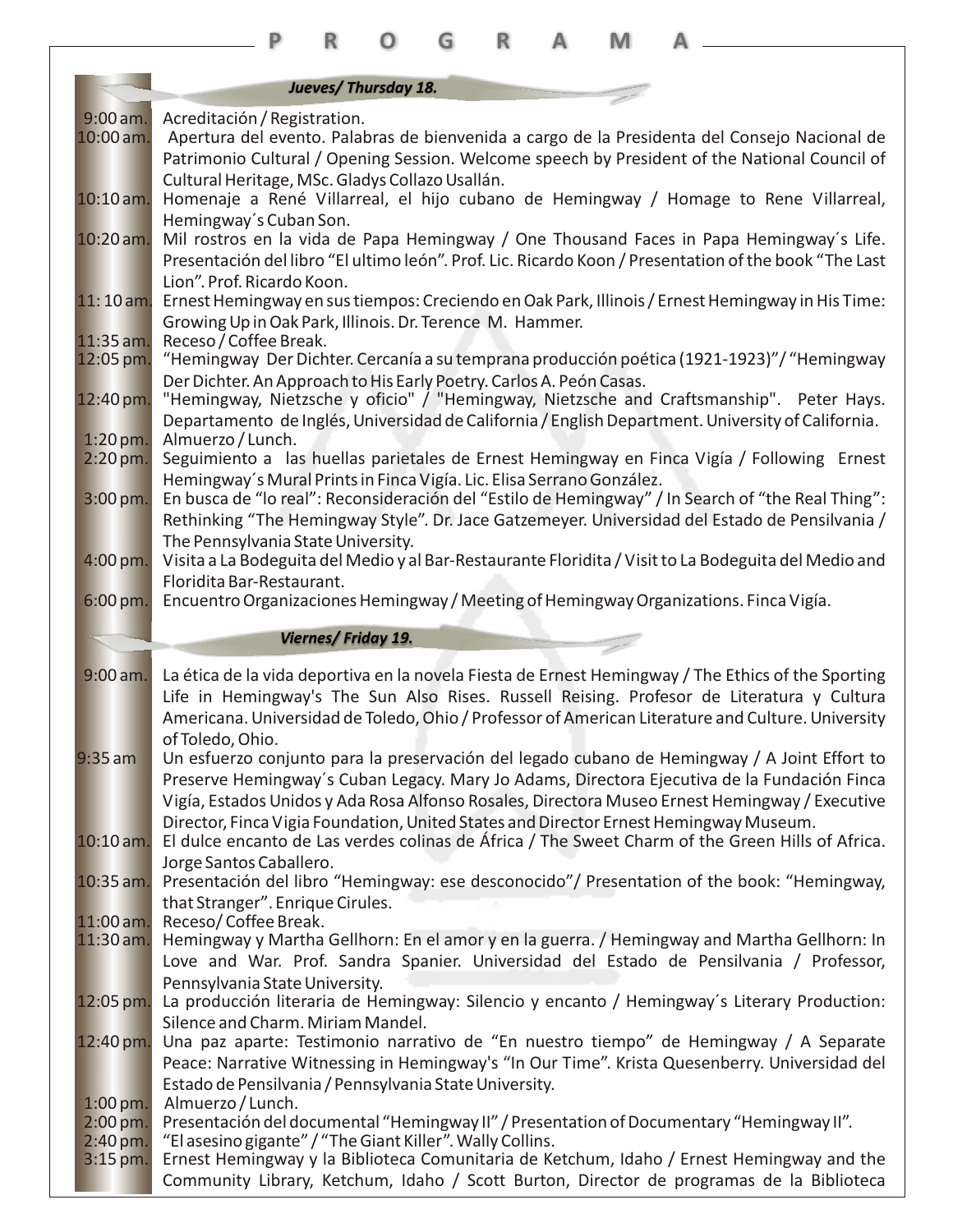# P R O G R A M A

## *Jueves/ Thursday 18.*

| | |
|---|---|
| 9:00 am. | Acreditación / Registration. |
| 10:00 am. | Apertura del evento. Palabras de bienvenida a cargo de la Presidenta del Consejo Nacional de Patrimonio Cultural / Opening Session. Welcome speech by President of the National Council of Cultural Heritage, MSc. Gladys Collazo Usallán. |
| 10:10 am. | Homenaje a René Villarreal, el hijo cubano de Hemingway / Homage to Rene Villarreal, Hemingway´s Cuban Son. |
| 10:20 am. | Mil rostros en la vida de Papa Hemingway / One Thousand Faces in Papa Hemingway´s Life. Presentación del libro "El ultimo león". Prof. Lic. Ricardo Koon / Presentation of the book "The Last Lion". Prof. Ricardo Koon. |
| 11: 10 am. | Ernest Hemingway en sus tiempos: Creciendo en Oak Park, Illinois / Ernest Hemingway in His Time: Growing Up in Oak Park, Illinois. Dr. Terence M. Hammer. |
| 11:35 am. | Receso / Coffee Break. |
| 12:05 pm. | "Hemingway Der Dichter. Cercanía a su temprana producción poética (1921-1923)"/ "Hemingway Der Dichter. An Approach to His Early Poetry. Carlos A. Peón Casas. |
| 12:40 pm. | "Hemingway, Nietzsche y oficio" / "Hemingway, Nietzsche and Craftsmanship". Peter Hays. Departamento de Inglés, Universidad de California / English Department. University of California. |
| 1:20 pm. | Almuerzo / Lunch. |
| 2:20 pm. | Seguimiento a las huellas parietales de Ernest Hemingway en Finca Vigía / Following Ernest Hemingway´s Mural Prints in Finca Vigía. Lic. Elisa Serrano González. |
| 3:00 pm. | En busca de "lo real": Reconsideración del "Estilo de Hemingway" / In Search of "the Real Thing": Rethinking "The Hemingway Style". Dr. Jace Gatzemeyer. Universidad del Estado de Pensilvania / The Pennsylvania State University. |
| 4:00 pm. | Visita a La Bodeguita del Medio y al Bar-Restaurante Floridita / Visit to La Bodeguita del Medio and Floridita Bar-Restaurant. |
| 6:00 pm. | Encuentro Organizaciones Hemingway / Meeting of Hemingway Organizations. Finca Vigía. |

## *Viernes/ Friday 19.*

| | |
|---|---|
| 9:00 am. | La ética de la vida deportiva en la novela Fiesta de Ernest Hemingway / The Ethics of the Sporting Life in Hemingway's The Sun Also Rises. Russell Reising. Profesor de Literatura y Cultura Americana. Universidad de Toledo, Ohio / Professor of American Literature and Culture. University of Toledo, Ohio. |
| 9:35 am | Un esfuerzo conjunto para la preservación del legado cubano de Hemingway / A Joint Effort to Preserve Hemingway´s Cuban Legacy. Mary Jo Adams, Directora Ejecutiva de la Fundación Finca Vigía, Estados Unidos y Ada Rosa Alfonso Rosales, Directora Museo Ernest Hemingway / Executive Director, Finca Vigia Foundation, United States and Director Ernest Hemingway Museum. |
| 10:10 am. | El dulce encanto de Las verdes colinas de África / The Sweet Charm of the Green Hills of Africa. Jorge Santos Caballero. |
| 10:35 am. | Presentación del libro "Hemingway: ese desconocido"/ Presentation of the book: "Hemingway, that Stranger". Enrique Cirules. |
| 11:00 am. | Receso/ Coffee Break. |
| 11:30 am. | Hemingway y Martha Gellhorn: En el amor y en la guerra. / Hemingway and Martha Gellhorn: In Love and War. Prof. Sandra Spanier. Universidad del Estado de Pensilvania / Professor, Pennsylvania State University. |
| 12:05 pm. | La producción literaria de Hemingway: Silencio y encanto / Hemingway´s Literary Production: Silence and Charm. Miriam Mandel. |
| 12:40 pm. | Una paz aparte: Testimonio narrativo de "En nuestro tiempo" de Hemingway / A Separate Peace: Narrative Witnessing in Hemingway's "In Our Time". Krista Quesenberry. Universidad del Estado de Pensilvania / Pennsylvania State University. |
| 1:00 pm. | Almuerzo / Lunch. |
| 2:00 pm. | Presentación del documental "Hemingway II" / Presentation of Documentary "Hemingway II". |
| 2:40 pm. | "El asesino gigante" / "The Giant Killer". Wally Collins. |
| 3:15 pm. | Ernest Hemingway y la Biblioteca Comunitaria de Ketchum, Idaho / Ernest Hemingway and the Community Library, Ketchum, Idaho / Scott Burton, Director de programas de la Biblioteca |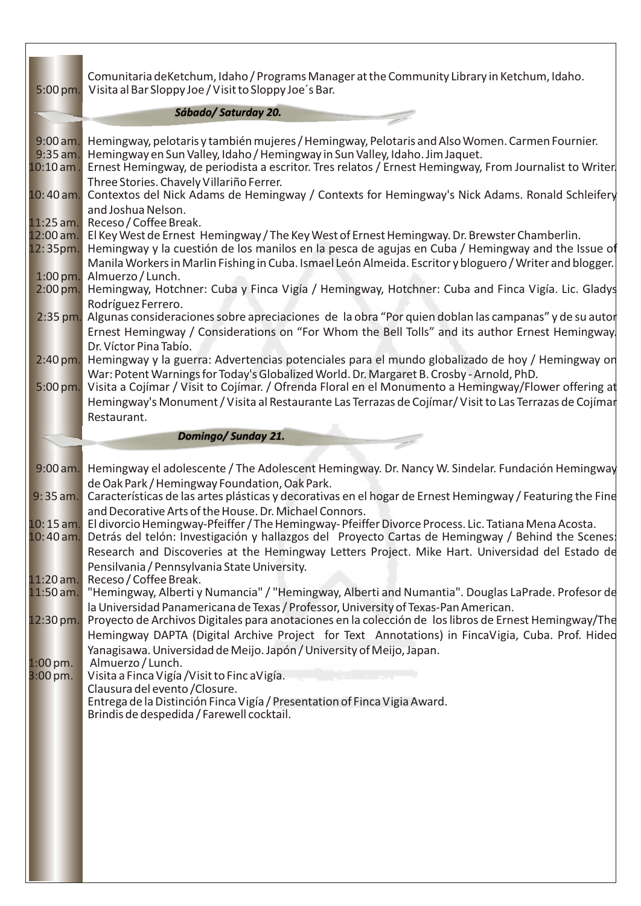Comunitaria deKetchum, Idaho / Programs Manager at the Community Library in Ketchum, Idaho.

5:00 pm. Visita al Bar Sloppy Joe / Visit to Sloppy Joe´s Bar.

### *Sábado/ Saturday 20.*

9:00 am. Hemingway, pelotaris y también mujeres / Hemingway, Pelotaris and Also Women. Carmen Fournier.

9:35 am. Hemingway en Sun Valley, Idaho / Hemingway in Sun Valley, Idaho. Jim Jaquet.

10:10 am . Ernest Hemingway, de periodista a escritor. Tres relatos / Ernest Hemingway, From Journalist to Writer. Three Stories. Chavely Villariño Ferrer.

10: 40 am. Contextos del Nick Adams de Hemingway / Contexts for Hemingway's Nick Adams. Ronald Schleifer and Joshua Nelson.

11:25 am. Receso / Coffee Break.

12:00 am. El Key West de Ernest Hemingway / The Key West of Ernest Hemingway. Dr. Brewster Chamberlin.

12: 35pm. Hemingway y la cuestión de los manilos en la pesca de agujas en Cuba / Hemingway and the Issue of Manila Workers in Marlin Fishing in Cuba. Ismael León Almeida. Escritor y bloguero / Writer and blogger.

1:00 pm. Almuerzo / Lunch.

2:00 pm. Hemingway, Hotchner: Cuba y Finca Vigía / Hemingway, Hotchner: Cuba and Finca Vigía. Lic. Gladys Rodríguez Ferrero.

2:35 pm. Algunas consideraciones sobre apreciaciones de la obra "Por quien doblan las campanas" y de su autor Ernest Hemingway / Considerations on "For Whom the Bell Tolls" and its author Ernest Hemingway. Dr. Víctor Pina Tabío.

2:40 pm. Hemingway y la guerra: Advertencias potenciales para el mundo globalizado de hoy / Hemingway on War: Potent Warnings for Today's Globalized World. Dr. Margaret B. Crosby - Arnold, PhD.

5:00 pm. Visita a Cojímar / Visit to Cojímar. / Ofrenda Floral en el Monumento a Hemingway/Flower offering at Hemingway's Monument / Visita al Restaurante Las Terrazas de Cojímar/ Visit to Las Terrazas de Cojímar Restaurant.

### *Domingo/ Sunday 21.*

9:00 am. Hemingway el adolescente / The Adolescent Hemingway. Dr. Nancy W. Sindelar. Fundación Hemingway de Oak Park / Hemingway Foundation, Oak Park.

9: 35 am. Características de las artes plásticas y decorativas en el hogar de Ernest Hemingway / Featuring the Fine and Decorative Arts of the House. Dr. Michael Connors.

10: 15 am. El divorcio Hemingway-Pfeiffer / The Hemingway- Pfeiffer Divorce Process. Lic. Tatiana Mena Acosta.

10: 40 am. Detrás del telón: Investigación y hallazgos del Proyecto Cartas de Hemingway / Behind the Scenes: Research and Discoveries at the Hemingway Letters Project. Mike Hart. Universidad del Estado de Pensilvania / Pennsylvania State University.

11:20 am. Receso / Coffee Break.

11:50 am. "Hemingway, Alberti y Numancia" / "Hemingway, Alberti and Numantia". Douglas LaPrade. Profesor de la Universidad Panamericana de Texas / Professor, University of Texas-Pan American.

12:30 pm. Proyecto de Archivos Digitales para anotaciones en la colección de los libros de Ernest Hemingway/The Hemingway DAPTA (Digital Archive Project for Text Annotations) in FincaVigia, Cuba. Prof. Hideo Yanagisawa. Universidad de Meijo. Japón / University of Meijo, Japan.

1:00 pm. Almuerzo / Lunch.

3:00 pm. Visita a Finca Vigía /Visit to Finc aVigía.

Clausura del evento /Closure.

Entrega de la Distinción Finca Vigía / Presentation of Finca Vigia Award.

Brindis de despedida / Farewell cocktail.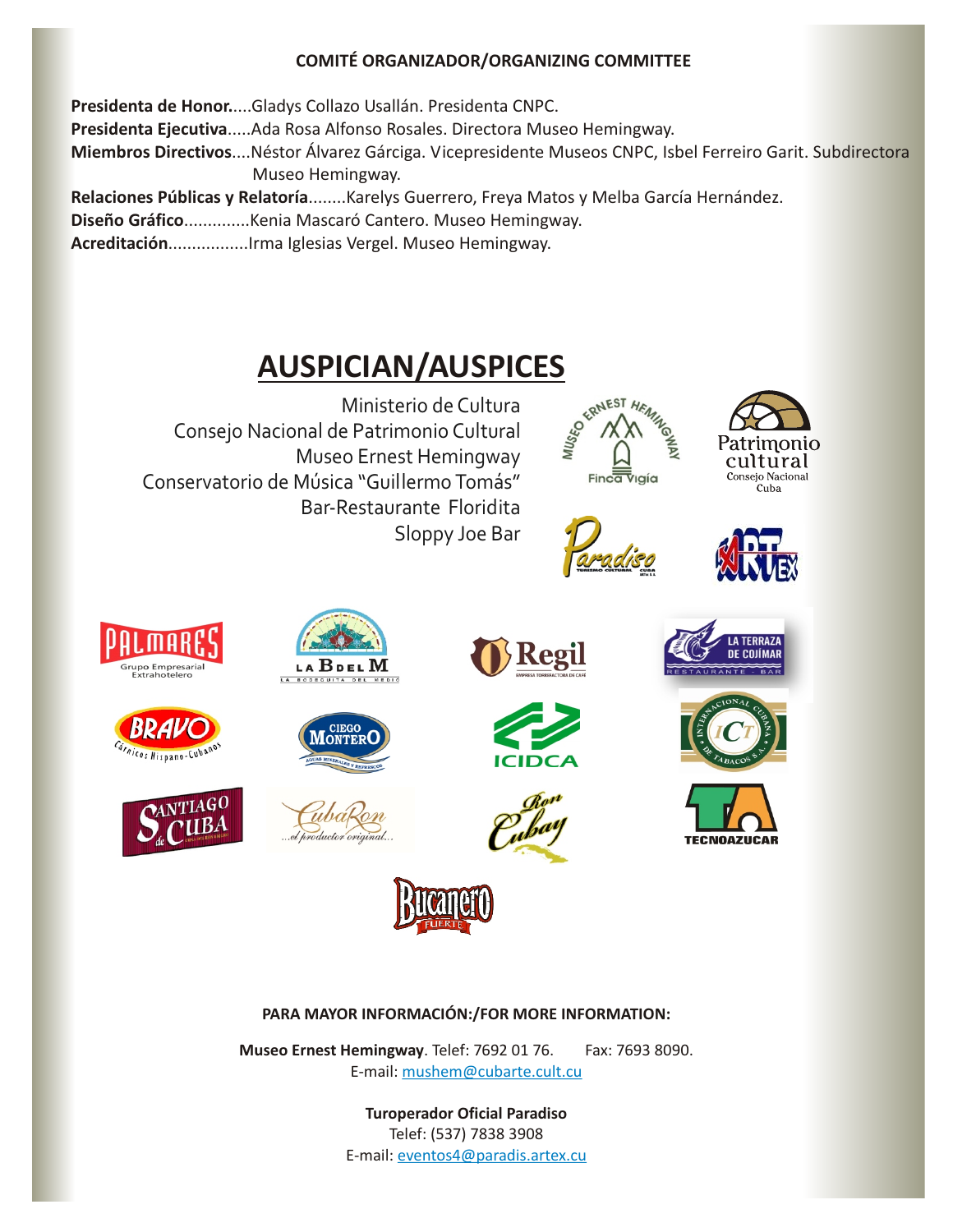**COMITÉ ORGANIZADOR/ORGANIZING COMMITTEE**

**Presidenta de Honor.**....Gladys Collazo Usallán. Presidenta CNPC.
**Presidenta Ejecutiva**.....Ada Rosa Alfonso Rosales. Directora Museo Hemingway.
**Miembros Directivos**....Néstor Álvarez Gárciga. Vicepresidente Museos CNPC, Isbel Ferreiro Garit. Subdirectora Museo Hemingway.
**Relaciones Públicas y Relatoría**........Karelys Guerrero, Freya Matos y Melba García Hernández.
**Diseño Gráfico**..............Kenia Mascaró Cantero. Museo Hemingway.
**Acreditación**.................Irma Iglesias Vergel. Museo Hemingway.

# AUSPICIAN/AUSPICES

Ministerio de Cultura
Consejo Nacional de Patrimonio Cultural
Museo Ernest Hemingway
Conservatorio de Música "Guillermo Tomás"
Bar-Restaurante Floridita
Sloppy Joe Bar

**PARA MAYOR INFORMACIÓN:/FOR MORE INFORMATION:**

**Museo Ernest Hemingway**. Telef: 7692 01 76. Fax: 7693 8090.
E-mail: mushem@cubarte.cult.cu

**Turoperador Oficial Paradiso**
Telef: (537) 7838 3908
E-mail: eventos4@paradis.artex.cu